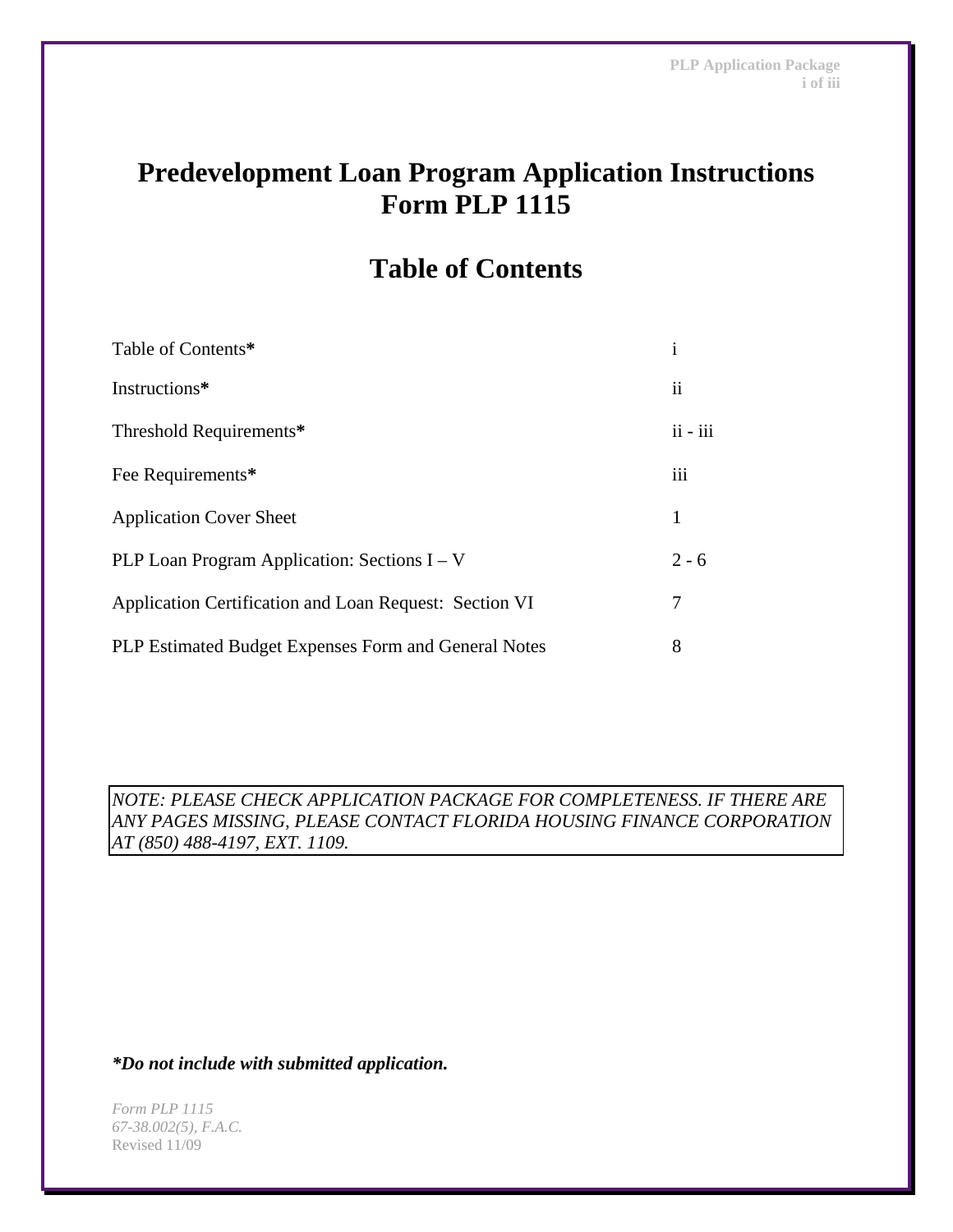# Predevelopment Loan Program Application Instructions
# Form PLP 1115

## Table of Contents

| | |
|---|---|
| Table of Contents* | i |
| Instructions* | ii |
| Threshold Requirements* | ii - iii |
| Fee Requirements* | iii |
| Application Cover Sheet | 1 |
| PLP Loan Program Application: Sections I – V | 2 - 6 |
| Application Certification and Loan Request: Section VI | 7 |
| PLP Estimated Budget Expenses Form and General Notes | 8 |

*NOTE: PLEASE CHECK APPLICATION PACKAGE FOR COMPLETENESS. IF THERE ARE ANY PAGES MISSING, PLEASE CONTACT FLORIDA HOUSING FINANCE CORPORATION AT (850) 488-4197, EXT. 1109.*

***Do not include with submitted application.***

*Form PLP 1115*
*67-38.002(5), F.A.C.*
Revised 11/09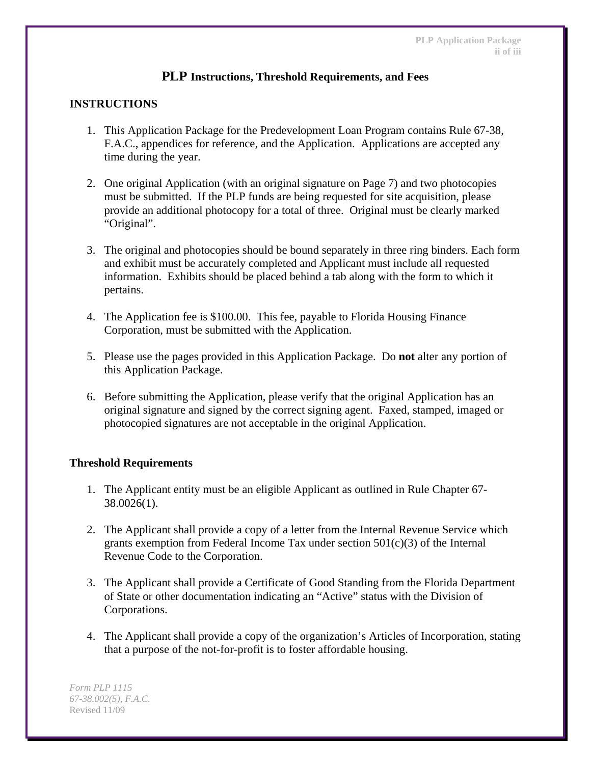# PLP Instructions, Threshold Requirements, and Fees

## INSTRUCTIONS

1. This Application Package for the Predevelopment Loan Program contains Rule 67-38, F.A.C., appendices for reference, and the Application. Applications are accepted any time during the year.

2. One original Application (with an original signature on Page 7) and two photocopies must be submitted. If the PLP funds are being requested for site acquisition, please provide an additional photocopy for a total of three. Original must be clearly marked "Original".

3. The original and photocopies should be bound separately in three ring binders. Each form and exhibit must be accurately completed and Applicant must include all requested information. Exhibits should be placed behind a tab along with the form to which it pertains.

4. The Application fee is $100.00. This fee, payable to Florida Housing Finance Corporation, must be submitted with the Application.

5. Please use the pages provided in this Application Package. Do **not** alter any portion of this Application Package.

6. Before submitting the Application, please verify that the original Application has an original signature and signed by the correct signing agent. Faxed, stamped, imaged or photocopied signatures are not acceptable in the original Application.

## Threshold Requirements

1. The Applicant entity must be an eligible Applicant as outlined in Rule Chapter 67-38.0026(1).

2. The Applicant shall provide a copy of a letter from the Internal Revenue Service which grants exemption from Federal Income Tax under section 501(c)(3) of the Internal Revenue Code to the Corporation.

3. The Applicant shall provide a Certificate of Good Standing from the Florida Department of State or other documentation indicating an "Active" status with the Division of Corporations.

4. The Applicant shall provide a copy of the organization's Articles of Incorporation, stating that a purpose of the not-for-profit is to foster affordable housing.

*Form PLP 1115*
*67-38.002(5), F.A.C.*
Revised 11/09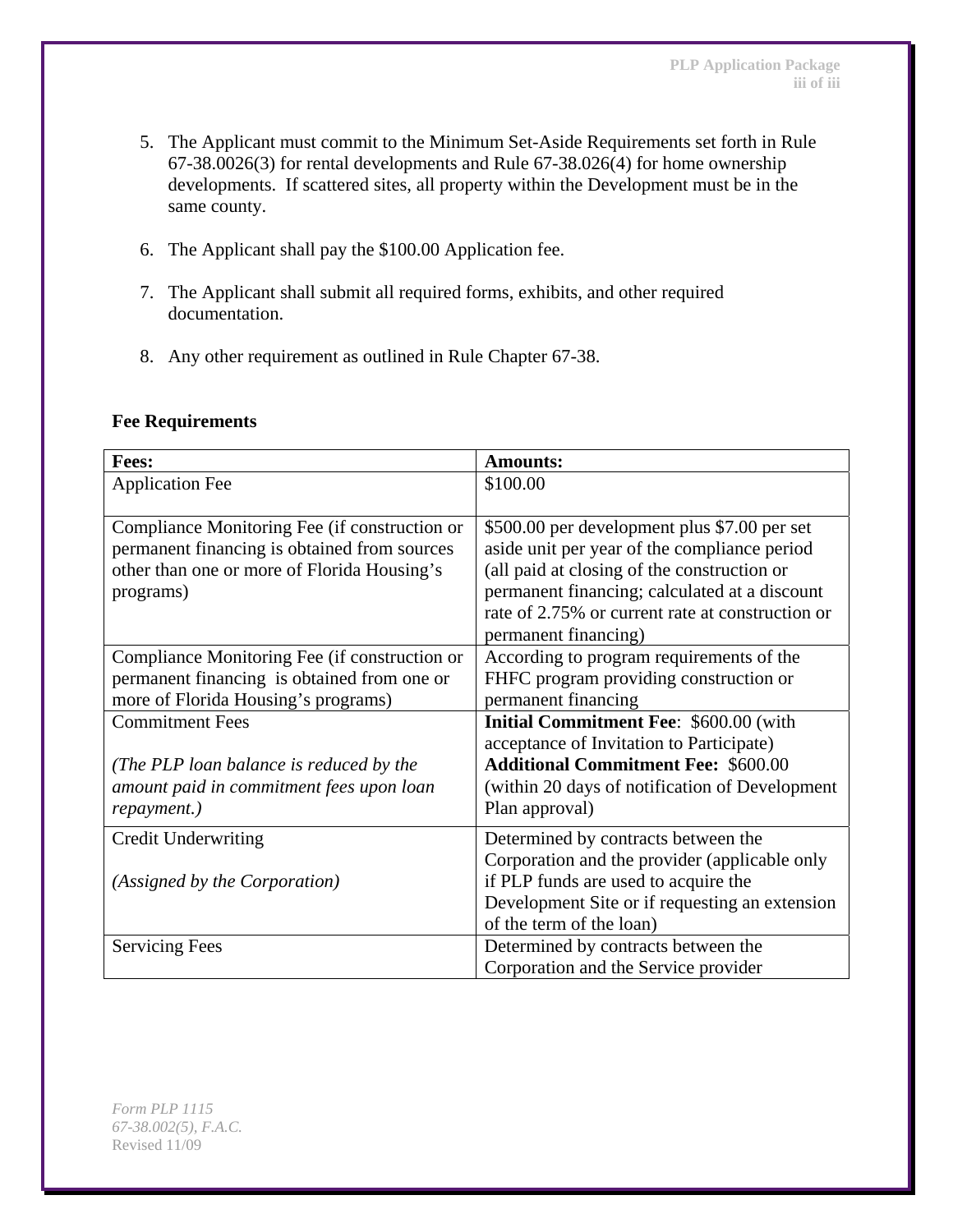5. The Applicant must commit to the Minimum Set-Aside Requirements set forth in Rule 67-38.0026(3) for rental developments and Rule 67-38.026(4) for home ownership developments.  If scattered sites, all property within the Development must be in the same county.

6. The Applicant shall pay the $100.00 Application fee.

7. The Applicant shall submit all required forms, exhibits, and other required documentation.

8. Any other requirement as outlined in Rule Chapter 67-38.

**Fee Requirements**

| **Fees:** | **Amounts:** |
|---|---|
| Application Fee | $100.00 |
| Compliance Monitoring Fee (if construction or permanent financing is obtained from sources other than one or more of Florida Housing's programs) | $500.00 per development plus $7.00 per set aside unit per year of the compliance period (all paid at closing of the construction or permanent financing; calculated at a discount rate of 2.75% or current rate at construction or permanent financing) |
| Compliance Monitoring Fee (if construction or permanent financing is obtained from one or more of Florida Housing's programs) | According to program requirements of the FHFC program providing construction or permanent financing |
| Commitment Fees<br><br>*(The PLP loan balance is reduced by the amount paid in commitment fees upon loan repayment.)* | **Initial Commitment Fee**: $600.00 (with acceptance of Invitation to Participate)<br>**Additional Commitment Fee:** $600.00 (within 20 days of notification of Development Plan approval) |
| Credit Underwriting<br><br>*(Assigned by the Corporation)* | Determined by contracts between the Corporation and the provider (applicable only if PLP funds are used to acquire the Development Site or if requesting an extension of the term of the loan) |
| Servicing Fees | Determined by contracts between the Corporation and the Service provider |

*Form PLP 1115*
*67-38.002(5), F.A.C.*
Revised 11/09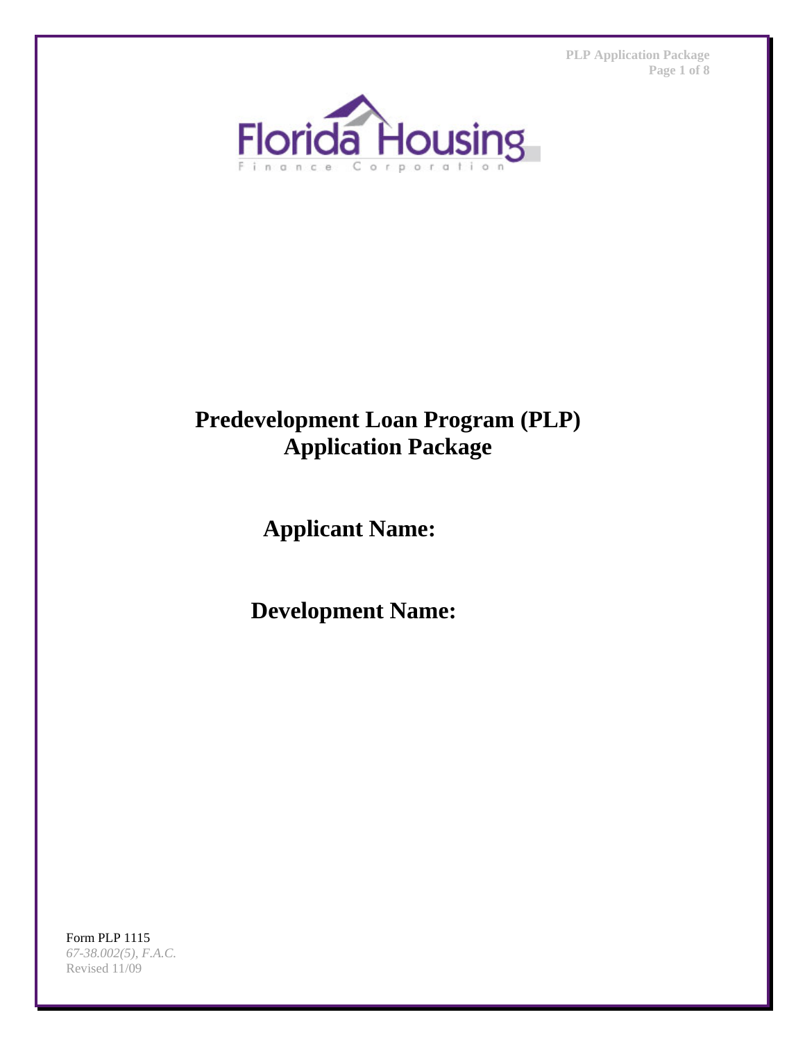Florida Housing

Finance Corporation

# Predevelopment Loan Program (PLP) Application Package

**Applicant Name:**

**Development Name:**

Form PLP 1115
*67-38.002(5), F.A.C.*
Revised 11/09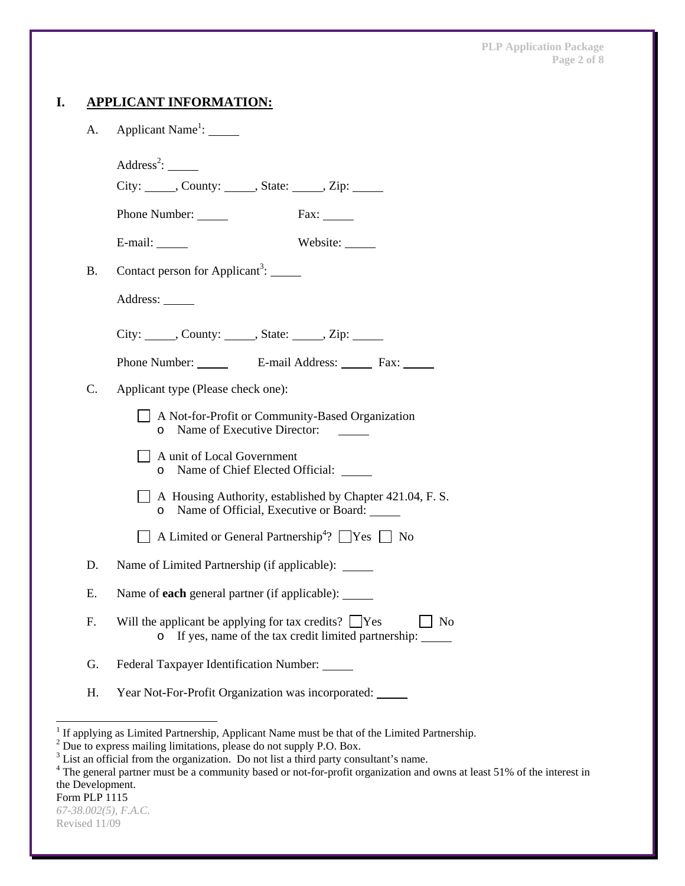## I. APPLICANT INFORMATION:

A. Applicant Name[1]: _____

Address[2]: _____

City: _____, County: _____, State: _____, Zip: _____

Phone Number: _____ Fax: _____

E-mail: _____ Website: _____

B. Contact person for Applicant[3]: _____

Address: _____

City: _____, County: _____, State: _____, Zip: _____

Phone Number: _____ E-mail Address: _____ Fax: _____

C. Applicant type (Please check one):

☐ A Not-for-Profit or Community-Based Organization
- Name of Executive Director: _____

☐ A unit of Local Government
- Name of Chief Elected Official: _____

☐ A Housing Authority, established by Chapter 421.04, F. S.
- Name of Official, Executive or Board: _____

☐ A Limited or General Partnership[4]? ☐ Yes ☐ No

D. Name of Limited Partnership (if applicable): _____

E. Name of **each** general partner (if applicable): _____

F. Will the applicant be applying for tax credits? ☐ Yes ☐ No
- If yes, name of the tax credit limited partnership: _____

G. Federal Taxpayer Identification Number: _____

H. Year Not-For-Profit Organization was incorporated: _____

---

[1] If applying as Limited Partnership, Applicant Name must be that of the Limited Partnership.
[2] Due to express mailing limitations, please do not supply P.O. Box.
[3] List an official from the organization. Do not list a third party consultant's name.
[4] The general partner must be a community based or not-for-profit organization and owns at least 51% of the interest in the Development.

Form PLP 1115
*67-38.002(5), F.A.C.*
Revised 11/09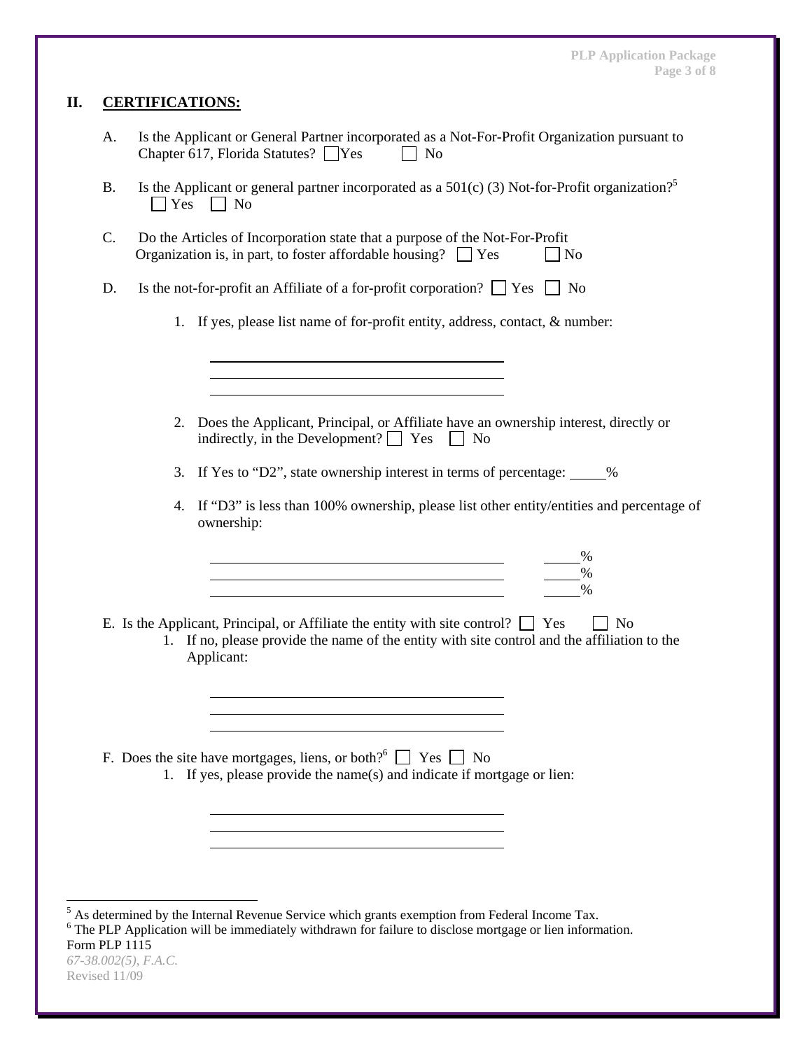## II. CERTIFICATIONS:

A. Is the Applicant or General Partner incorporated as a Not-For-Profit Organization pursuant to Chapter 617, Florida Statutes? ☐ Yes ☐ No

B. Is the Applicant or general partner incorporated as a 501(c) (3) Not-for-Profit organization?[5] ☐ Yes ☐ No

C. Do the Articles of Incorporation state that a purpose of the Not-For-Profit Organization is, in part, to foster affordable housing? ☐ Yes ☐ No

D. Is the not-for-profit an Affiliate of a for-profit corporation? ☐ Yes ☐ No

1. If yes, please list name of for-profit entity, address, contact, & number:

______________________________________
______________________________________
______________________________________

2. Does the Applicant, Principal, or Affiliate have an ownership interest, directly or indirectly, in the Development? ☐ Yes ☐ No

3. If Yes to "D2", state ownership interest in terms of percentage: _____%

4. If "D3" is less than 100% ownership, please list other entity/entities and percentage of ownership:

______________________________________ _____%
______________________________________ _____%
______________________________________ _____%

E. Is the Applicant, Principal, or Affiliate the entity with site control? ☐ Yes ☐ No

1. If no, please provide the name of the entity with site control and the affiliation to the Applicant:

______________________________________
______________________________________
______________________________________

F. Does the site have mortgages, liens, or both?[6] ☐ Yes ☐ No

1. If yes, please provide the name(s) and indicate if mortgage or lien:

______________________________________
______________________________________
______________________________________

---

[5] As determined by the Internal Revenue Service which grants exemption from Federal Income Tax.

[6] The PLP Application will be immediately withdrawn for failure to disclose mortgage or lien information.

Form PLP 1115
*67-38.002(5), F.A.C.*
Revised 11/09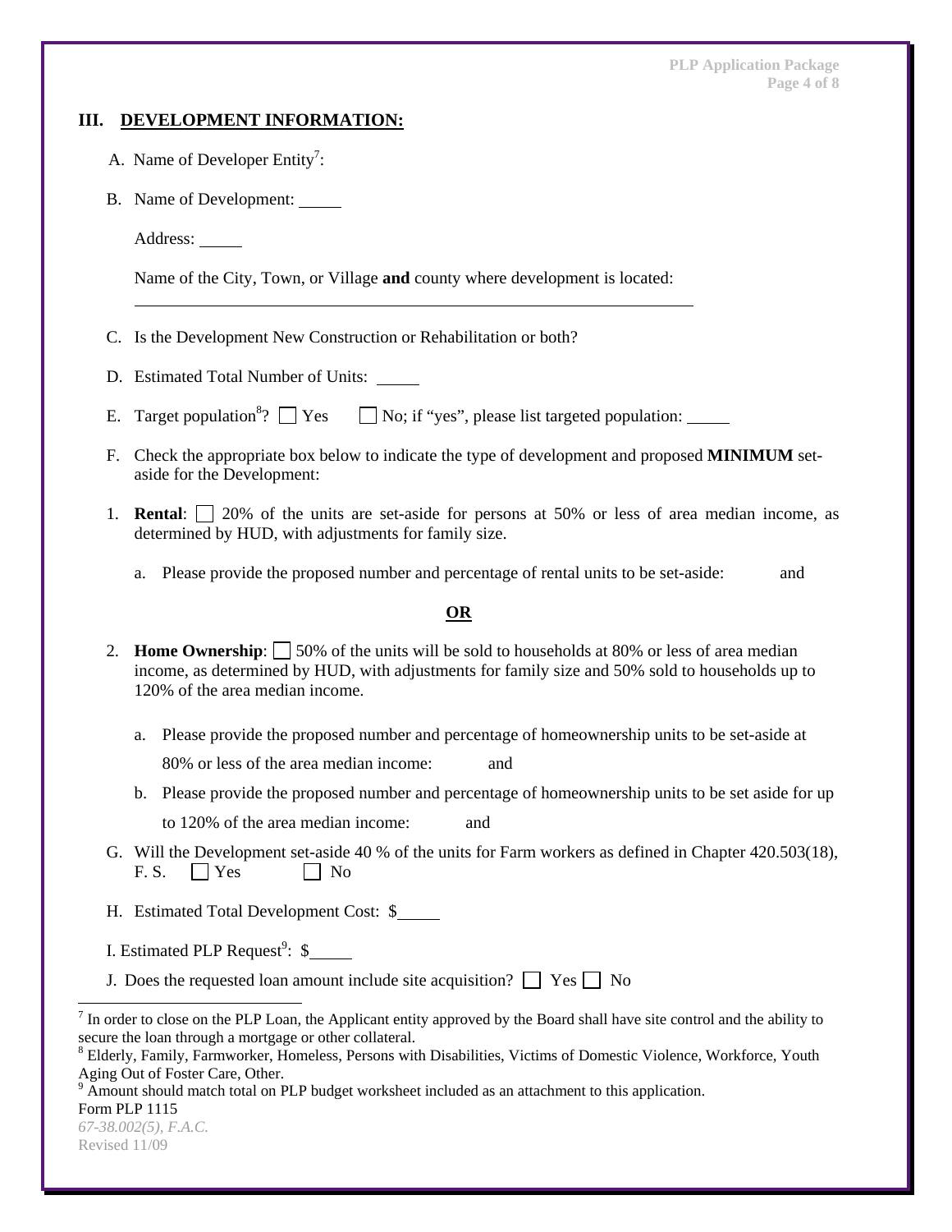## III. DEVELOPMENT INFORMATION:

A. Name of Developer Entity[7]:

B. Name of Development: _____

Address: _____

Name of the City, Town, or Village **and** county where development is located:

______________________________________________________________________

C. Is the Development New Construction or Rehabilitation or both?

D. Estimated Total Number of Units: _____

E. Target population[8]? ☐ Yes ☐ No; if "yes", please list targeted population: _____

F. Check the appropriate box below to indicate the type of development and proposed **MINIMUM** set-aside for the Development:

1. **Rental**: ☐ 20% of the units are set-aside for persons at 50% or less of area median income, as determined by HUD, with adjustments for family size.

   a. Please provide the proposed number and percentage of rental units to be set-aside: and

**OR**

2. **Home Ownership**: ☐ 50% of the units will be sold to households at 80% or less of area median income, as determined by HUD, with adjustments for family size and 50% sold to households up to 120% of the area median income.

   a. Please provide the proposed number and percentage of homeownership units to be set-aside at 80% or less of the area median income: and

   b. Please provide the proposed number and percentage of homeownership units to be set aside for up to 120% of the area median income: and

G. Will the Development set-aside 40 % of the units for Farm workers as defined in Chapter 420.503(18), F. S. ☐ Yes ☐ No

H. Estimated Total Development Cost: $_____

I. Estimated PLP Request[9]: $_____

J. Does the requested loan amount include site acquisition? ☐ Yes ☐ No

---

[7] In order to close on the PLP Loan, the Applicant entity approved by the Board shall have site control and the ability to secure the loan through a mortgage or other collateral.

[8] Elderly, Family, Farmworker, Homeless, Persons with Disabilities, Victims of Domestic Violence, Workforce, Youth Aging Out of Foster Care, Other.

[9] Amount should match total on PLP budget worksheet included as an attachment to this application.

Form PLP 1115
*67-38.002(5), F.A.C.*
Revised 11/09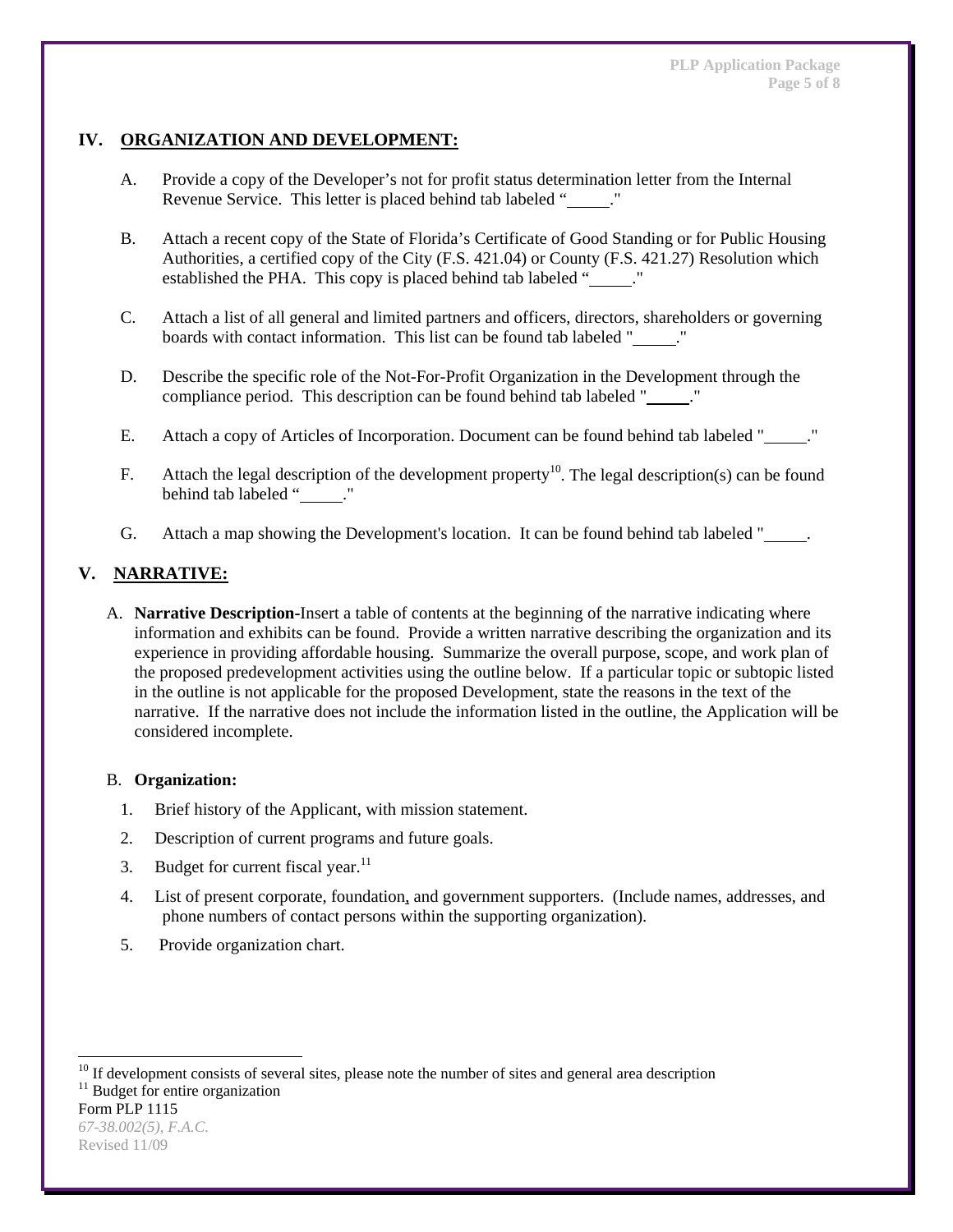## IV. ORGANIZATION AND DEVELOPMENT:

A. Provide a copy of the Developer's not for profit status determination letter from the Internal Revenue Service. This letter is placed behind tab labeled "_____."

B. Attach a recent copy of the State of Florida's Certificate of Good Standing or for Public Housing Authorities, a certified copy of the City (F.S. 421.04) or County (F.S. 421.27) Resolution which established the PHA. This copy is placed behind tab labeled "_____."

C. Attach a list of all general and limited partners and officers, directors, shareholders or governing boards with contact information. This list can be found tab labeled "_____."

D. Describe the specific role of the Not-For-Profit Organization in the Development through the compliance period. This description can be found behind tab labeled "_____."

E. Attach a copy of Articles of Incorporation. Document can be found behind tab labeled "_____."

F. Attach the legal description of the development property[10]. The legal description(s) can be found behind tab labeled "_____."

G. Attach a map showing the Development's location. It can be found behind tab labeled "_____.

## V. NARRATIVE:

A. **Narrative Description**-Insert a table of contents at the beginning of the narrative indicating where information and exhibits can be found. Provide a written narrative describing the organization and its experience in providing affordable housing. Summarize the overall purpose, scope, and work plan of the proposed predevelopment activities using the outline below. If a particular topic or subtopic listed in the outline is not applicable for the proposed Development, state the reasons in the text of the narrative. If the narrative does not include the information listed in the outline, the Application will be considered incomplete.

B. **Organization:**

1. Brief history of the Applicant, with mission statement.
2. Description of current programs and future goals.
3. Budget for current fiscal year.[11]
4. List of present corporate, foundation, and government supporters. (Include names, addresses, and phone numbers of contact persons within the supporting organization).
5. Provide organization chart.

---

[10] If development consists of several sites, please note the number of sites and general area description

[11] Budget for entire organization

Form PLP 1115
*67-38.002(5), F.A.C.*
Revised 11/09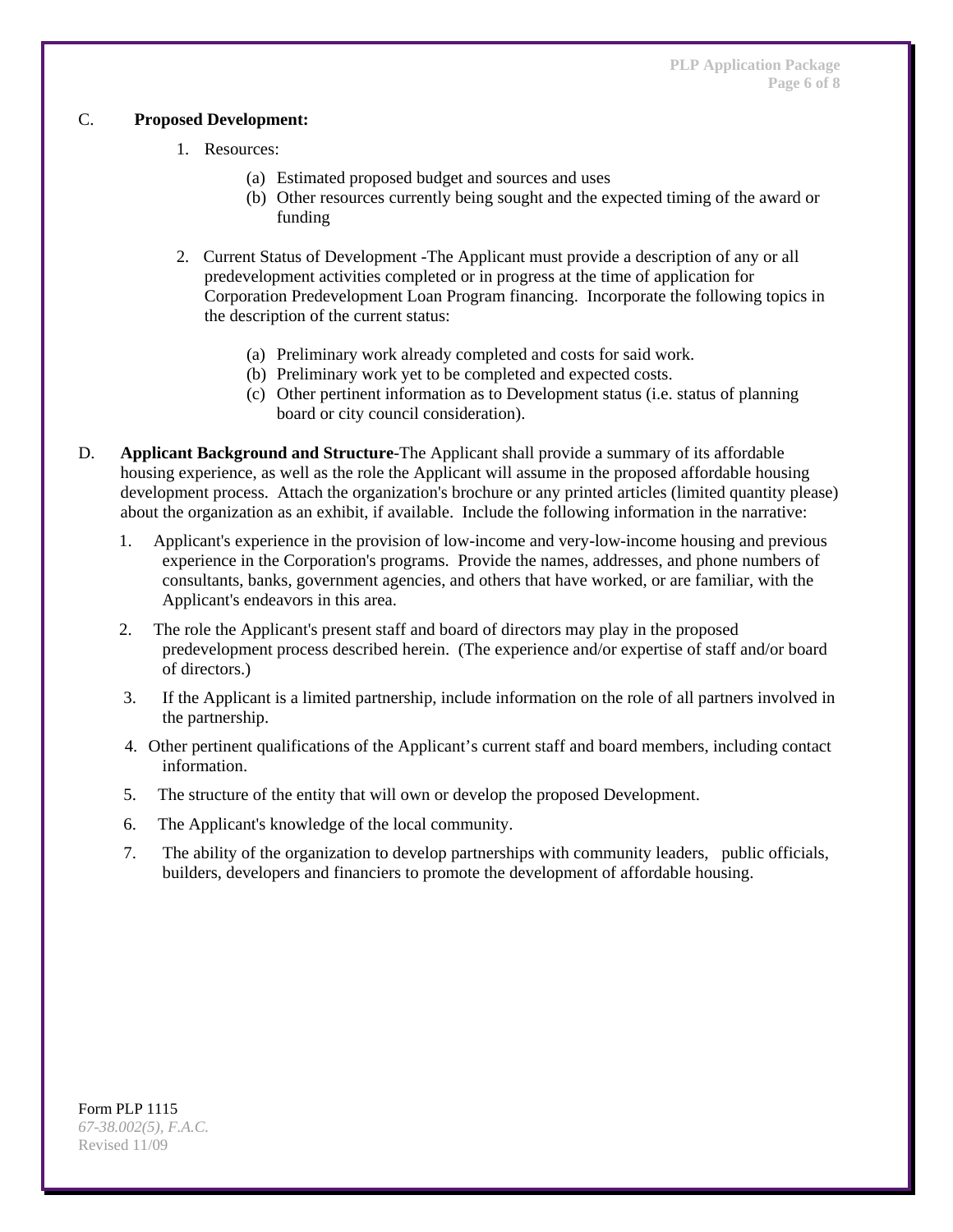C. **Proposed Development:**

1. Resources:

   (a) Estimated proposed budget and sources and uses
   (b) Other resources currently being sought and the expected timing of the award or funding

2. Current Status of Development -The Applicant must provide a description of any or all predevelopment activities completed or in progress at the time of application for Corporation Predevelopment Loan Program financing. Incorporate the following topics in the description of the current status:

   (a) Preliminary work already completed and costs for said work.
   (b) Preliminary work yet to be completed and expected costs.
   (c) Other pertinent information as to Development status (i.e. status of planning board or city council consideration).

D. **Applicant Background and Structure**-The Applicant shall provide a summary of its affordable housing experience, as well as the role the Applicant will assume in the proposed affordable housing development process. Attach the organization's brochure or any printed articles (limited quantity please) about the organization as an exhibit, if available. Include the following information in the narrative:

1. Applicant's experience in the provision of low-income and very-low-income housing and previous experience in the Corporation's programs. Provide the names, addresses, and phone numbers of consultants, banks, government agencies, and others that have worked, or are familiar, with the Applicant's endeavors in this area.
2. The role the Applicant's present staff and board of directors may play in the proposed predevelopment process described herein. (The experience and/or expertise of staff and/or board of directors.)
3. If the Applicant is a limited partnership, include information on the role of all partners involved in the partnership.
4. Other pertinent qualifications of the Applicant’s current staff and board members, including contact information.
5. The structure of the entity that will own or develop the proposed Development.
6. The Applicant's knowledge of the local community.
7. The ability of the organization to develop partnerships with community leaders, public officials, builders, developers and financiers to promote the development of affordable housing.

Form PLP 1115
*67-38.002(5), F.A.C.*
Revised 11/09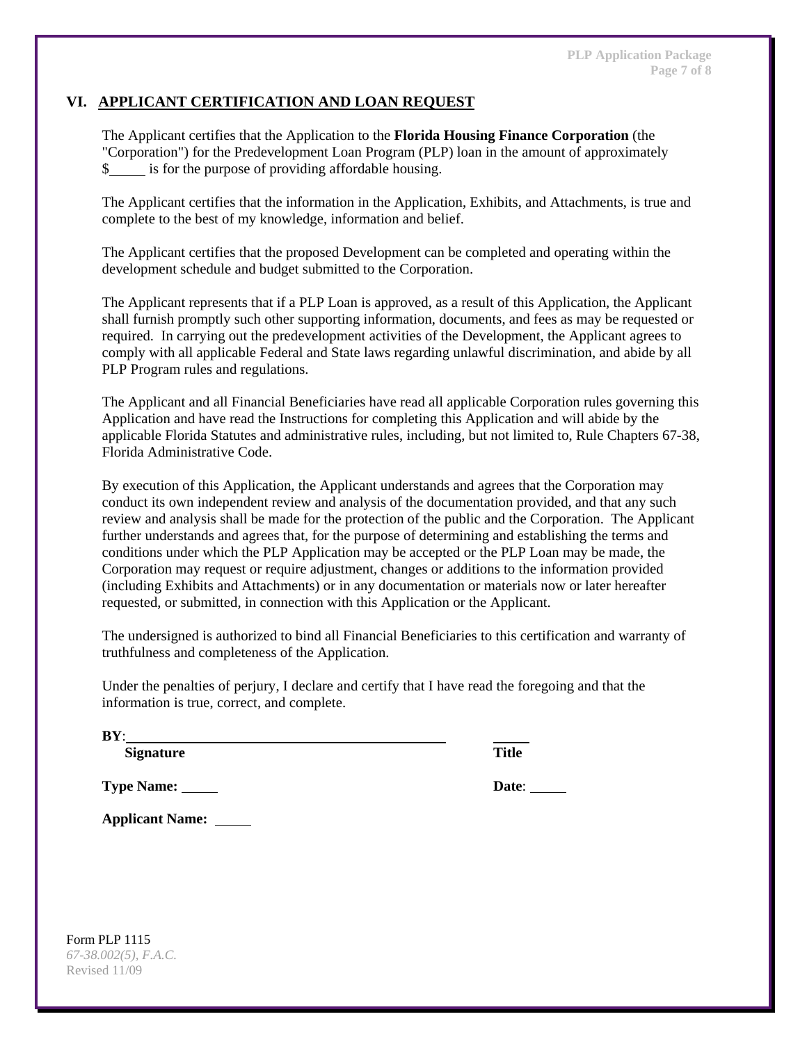## VI. APPLICANT CERTIFICATION AND LOAN REQUEST

The Applicant certifies that the Application to the **Florida Housing Finance Corporation** (the "Corporation") for the Predevelopment Loan Program (PLP) loan in the amount of approximately $_____ is for the purpose of providing affordable housing.

The Applicant certifies that the information in the Application, Exhibits, and Attachments, is true and complete to the best of my knowledge, information and belief.

The Applicant certifies that the proposed Development can be completed and operating within the development schedule and budget submitted to the Corporation.

The Applicant represents that if a PLP Loan is approved, as a result of this Application, the Applicant shall furnish promptly such other supporting information, documents, and fees as may be requested or required. In carrying out the predevelopment activities of the Development, the Applicant agrees to comply with all applicable Federal and State laws regarding unlawful discrimination, and abide by all PLP Program rules and regulations.

The Applicant and all Financial Beneficiaries have read all applicable Corporation rules governing this Application and have read the Instructions for completing this Application and will abide by the applicable Florida Statutes and administrative rules, including, but not limited to, Rule Chapters 67-38, Florida Administrative Code.

By execution of this Application, the Applicant understands and agrees that the Corporation may conduct its own independent review and analysis of the documentation provided, and that any such review and analysis shall be made for the protection of the public and the Corporation. The Applicant further understands and agrees that, for the purpose of determining and establishing the terms and conditions under which the PLP Application may be accepted or the PLP Loan may be made, the Corporation may request or require adjustment, changes or additions to the information provided (including Exhibits and Attachments) or in any documentation or materials now or later hereafter requested, or submitted, in connection with this Application or the Applicant.

The undersigned is authorized to bind all Financial Beneficiaries to this certification and warranty of truthfulness and completeness of the Application.

Under the penalties of perjury, I declare and certify that I have read the foregoing and that the information is true, correct, and complete.

**BY**:_______________________________________ _____
**Signature** **Title**

**Type Name:** _____ **Date**: _____

**Applicant Name:** _____

Form PLP 1115
*67-38.002(5), F.A.C.*
Revised 11/09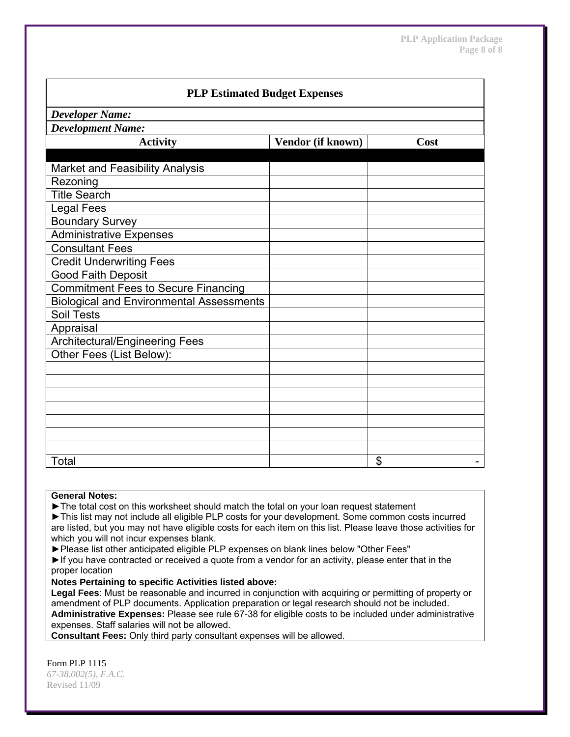| PLP Estimated Budget Expenses | | |
|---|---|---|
| ***Developer Name:*** | | |
| ***Development Name:*** | | |
| **Activity** | **Vendor (if known)** | **Cost** |
| | | |
| Market and Feasibility Analysis | | |
| Rezoning | | |
| Title Search | | |
| Legal Fees | | |
| Boundary Survey | | |
| Administrative Expenses | | |
| Consultant Fees | | |
| Credit Underwriting Fees | | |
| Good Faith Deposit | | |
| Commitment Fees to Secure Financing | | |
| Biological and Environmental Assessments | | |
| Soil Tests | | |
| Appraisal | | |
| Architectural/Engineering Fees | | |
| Other Fees (List Below): | | |
| | | |
| | | |
| | | |
| | | |
| | | |
| | | |
| | | |
| Total | | $ - |

**General Notes:**

►The total cost on this worksheet should match the total on your loan request statement

►This list may not include all eligible PLP costs for your development. Some common costs incurred are listed, but you may not have eligible costs for each item on this list. Please leave those activities for which you will not incur expenses blank.

►Please list other anticipated eligible PLP expenses on blank lines below "Other Fees"

►If you have contracted or received a quote from a vendor for an activity, please enter that in the proper location

**Notes Pertaining to specific Activities listed above:**

**Legal Fees**: Must be reasonable and incurred in conjunction with acquiring or permitting of property or amendment of PLP documents. Application preparation or legal research should not be included.

**Administrative Expenses:** Please see rule 67-38 for eligible costs to be included under administrative expenses. Staff salaries will not be allowed.

**Consultant Fees:** Only third party consultant expenses will be allowed.

Form PLP 1115
*67-38.002(5), F.A.C.*
Revised 11/09